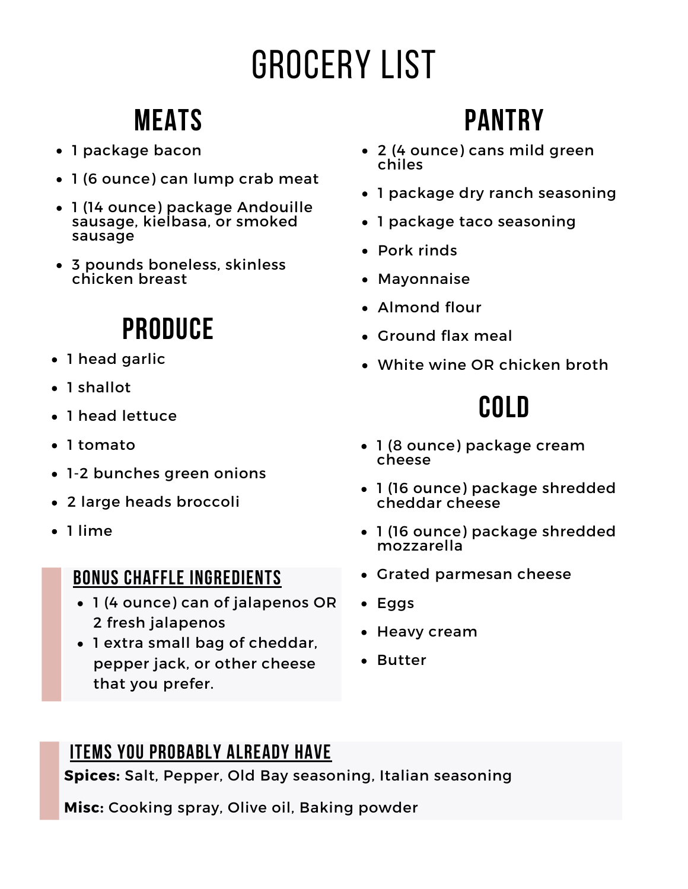# GROCERY LIST

## MEATS

- 1 package bacon
- 1 (6 ounce) can lump crab meat
- 1 (14 ounce) package Andouille sausage, kielbasa, or smoked sausage
- 3 pounds boneless, skinless chicken breast

## PRODUCE

- 1 head garlic
- 1 shallot
- 1 head lettuce
- 1 tomato
- 1-2 bunches green onions
- 2 large heads broccoli
- 1 lime

### BONUS CHAFFLE INGREDIENTS

- 1 (4 ounce) can of jalapenos OR 2 fresh jalapenos
- 1 extra small bag of cheddar, pepper jack, or other cheese that you prefer.

## PANTRY

- 2 (4 ounce) cans mild green chiles
- 1 package dry ranch seasoning
- 1 package taco seasoning
- Pork rinds
- Mayonnaise
- Almond flour
- Ground flax meal
- White wine OR chicken broth

## COLD

- 1 (8 ounce) package cream cheese
- 1 (16 ounce) package shredded cheddar cheese
- 1 (16 ounce) package shredded mozzarella
- Grated parmesan cheese
- Eggs
- Heavy cream
- Butter

### ITEMS YOU PROBABLY ALREADY HAVE

**Spices:** Salt, Pepper, Old Bay seasoning, Italian seasoning

**Misc:** Cooking spray, Olive oil, Baking powder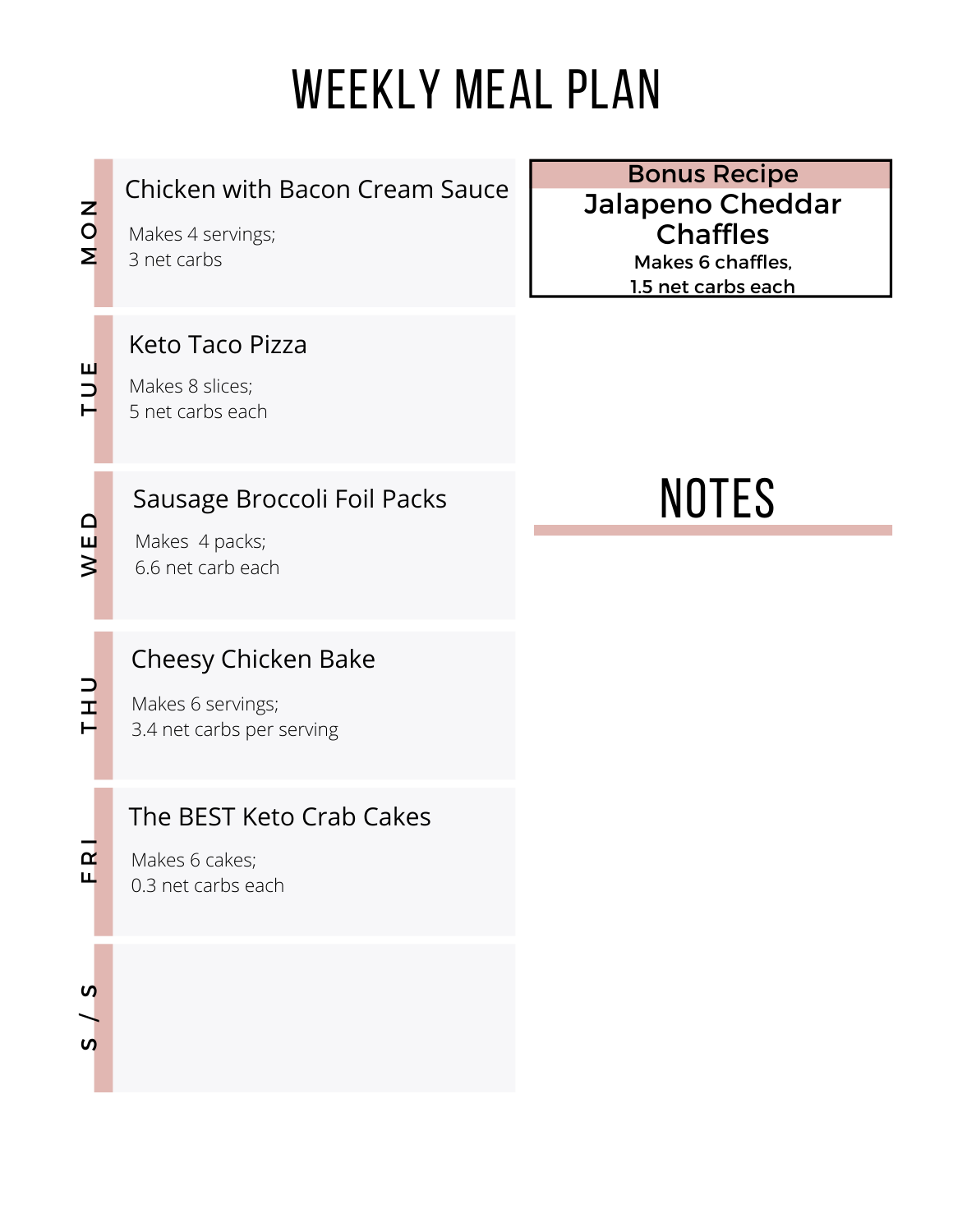# WEEKLY MEAL PLAN

**MON**

Chicken with Bacon Cream Sauce

Makes 4 servings;
3 net carbs

**TUE**

Keto Taco Pizza

Makes 8 slices;
5 net carbs each

**WED**

Sausage Broccoli Foil Packs

Makes 4 packs;
6.6 net carb each

**THU**

Cheesy Chicken Bake

Makes 6 servings;
3.4 net carbs per serving

**FRI**

The BEST Keto Crab Cakes

Makes 6 cakes;
0.3 net carbs each

**S / S**

## Bonus Recipe

**Jalapeno Cheddar Chaffles**

**Makes 6 chaffles,**
**1.5 net carbs each**

## NOTES